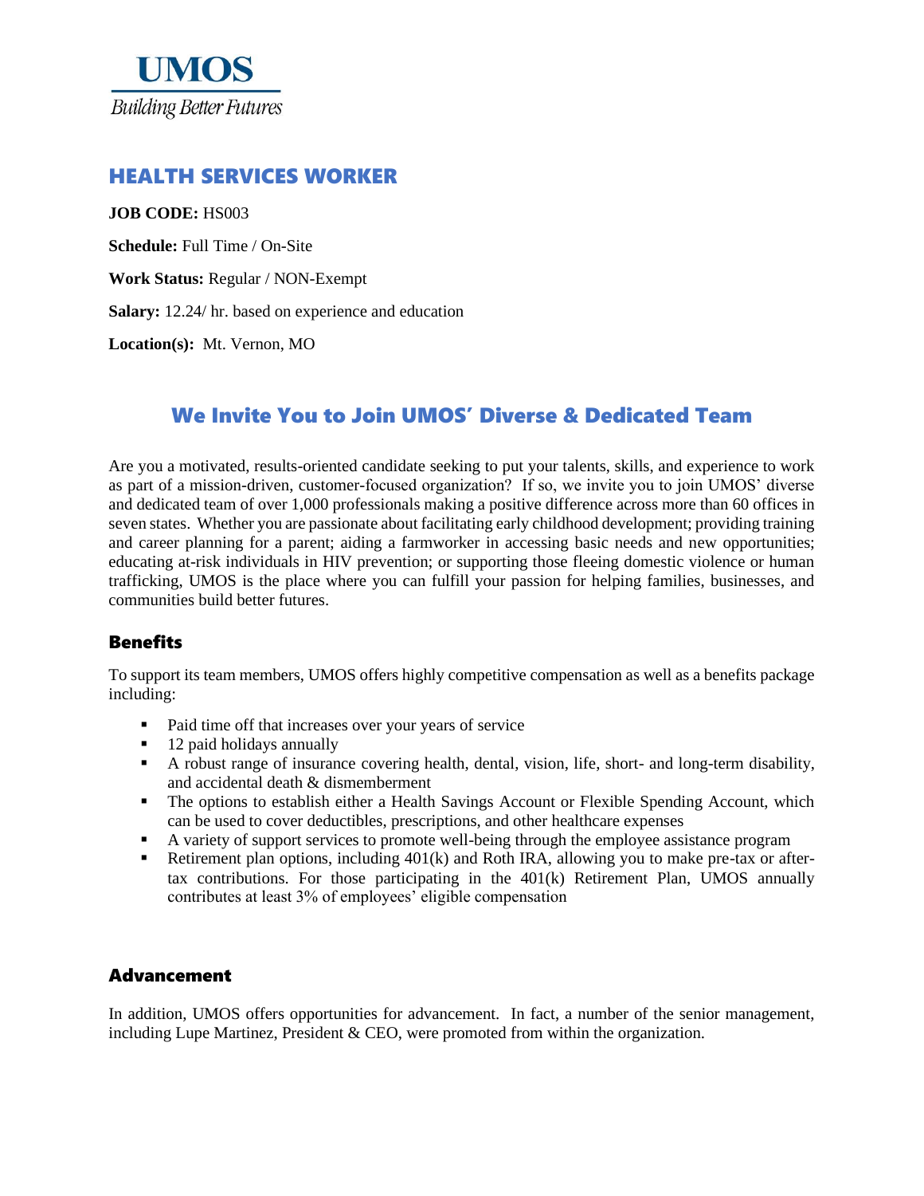**UMOS**

*Building Better Futures*

# HEALTH SERVICES WORKER

**JOB CODE:** HS003

**Schedule:** Full Time / On-Site

**Work Status:** Regular / NON-Exempt

**Salary:** 12.24/ hr. based on experience and education

**Location(s):** Mt. Vernon, MO

## We Invite You to Join UMOS' Diverse & Dedicated Team

Are you a motivated, results-oriented candidate seeking to put your talents, skills, and experience to work as part of a mission-driven, customer-focused organization? If so, we invite you to join UMOS' diverse and dedicated team of over 1,000 professionals making a positive difference across more than 60 offices in seven states. Whether you are passionate about facilitating early childhood development; providing training and career planning for a parent; aiding a farmworker in accessing basic needs and new opportunities; educating at-risk individuals in HIV prevention; or supporting those fleeing domestic violence or human trafficking, UMOS is the place where you can fulfill your passion for helping families, businesses, and communities build better futures.

### Benefits

To support its team members, UMOS offers highly competitive compensation as well as a benefits package including:

- Paid time off that increases over your years of service
- 12 paid holidays annually
- A robust range of insurance covering health, dental, vision, life, short- and long-term disability, and accidental death & dismemberment
- The options to establish either a Health Savings Account or Flexible Spending Account, which can be used to cover deductibles, prescriptions, and other healthcare expenses
- A variety of support services to promote well-being through the employee assistance program
- Retirement plan options, including 401(k) and Roth IRA, allowing you to make pre-tax or after-tax contributions. For those participating in the 401(k) Retirement Plan, UMOS annually contributes at least 3% of employees' eligible compensation

### Advancement

In addition, UMOS offers opportunities for advancement. In fact, a number of the senior management, including Lupe Martinez, President & CEO, were promoted from within the organization.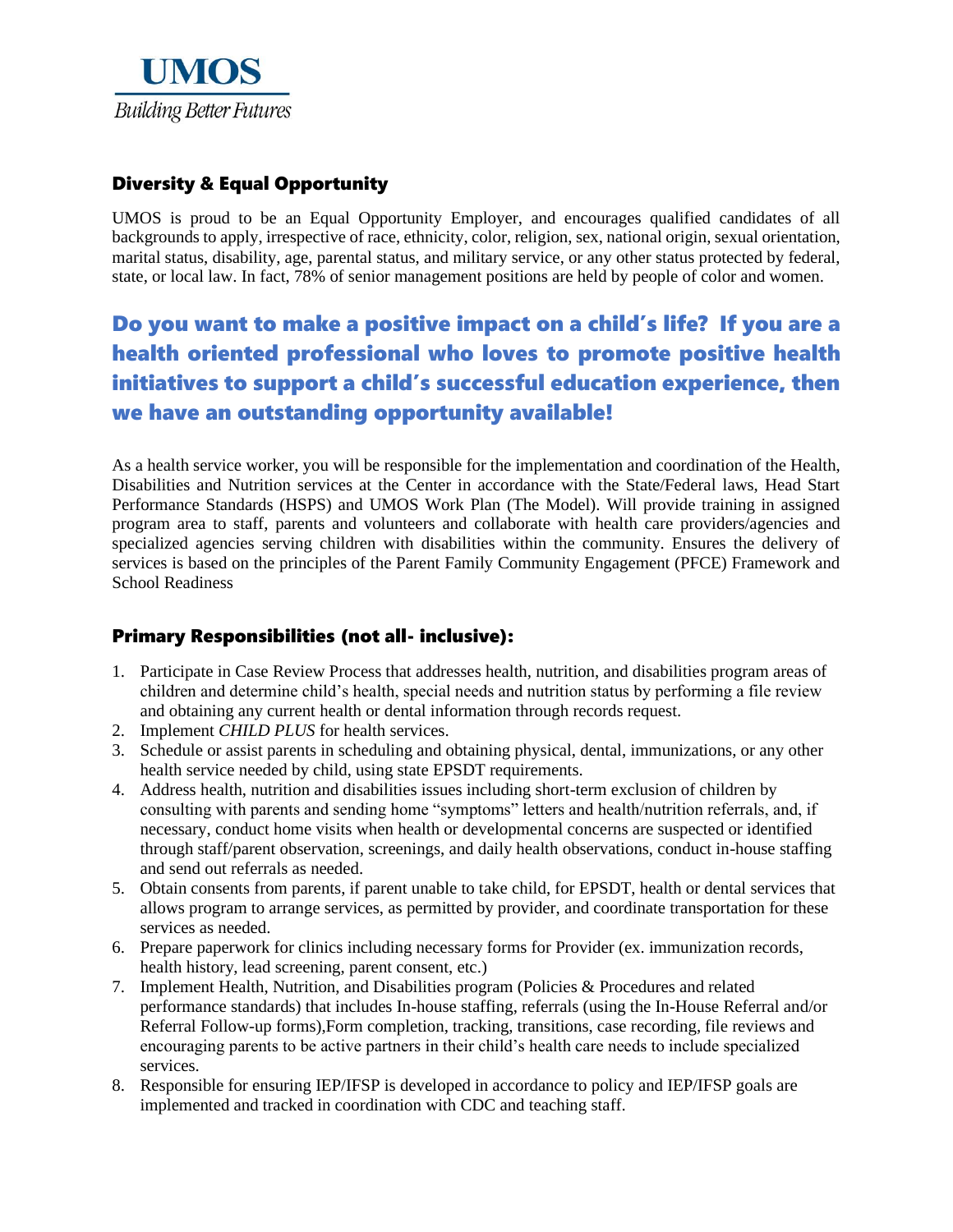**UMOS**

*Building Better Futures*

## Diversity & Equal Opportunity

UMOS is proud to be an Equal Opportunity Employer, and encourages qualified candidates of all backgrounds to apply, irrespective of race, ethnicity, color, religion, sex, national origin, sexual orientation, marital status, disability, age, parental status, and military service, or any other status protected by federal, state, or local law. In fact, 78% of senior management positions are held by people of color and women.

## Do you want to make a positive impact on a child's life? If you are a health oriented professional who loves to promote positive health initiatives to support a child's successful education experience, then we have an outstanding opportunity available!

As a health service worker, you will be responsible for the implementation and coordination of the Health, Disabilities and Nutrition services at the Center in accordance with the State/Federal laws, Head Start Performance Standards (HSPS) and UMOS Work Plan (The Model). Will provide training in assigned program area to staff, parents and volunteers and collaborate with health care providers/agencies and specialized agencies serving children with disabilities within the community. Ensures the delivery of services is based on the principles of the Parent Family Community Engagement (PFCE) Framework and School Readiness

## Primary Responsibilities (not all- inclusive):

1. Participate in Case Review Process that addresses health, nutrition, and disabilities program areas of children and determine child's health, special needs and nutrition status by performing a file review and obtaining any current health or dental information through records request.
2. Implement *CHILD PLUS* for health services.
3. Schedule or assist parents in scheduling and obtaining physical, dental, immunizations, or any other health service needed by child, using state EPSDT requirements.
4. Address health, nutrition and disabilities issues including short-term exclusion of children by consulting with parents and sending home "symptoms" letters and health/nutrition referrals, and, if necessary, conduct home visits when health or developmental concerns are suspected or identified through staff/parent observation, screenings, and daily health observations, conduct in-house staffing and send out referrals as needed.
5. Obtain consents from parents, if parent unable to take child, for EPSDT, health or dental services that allows program to arrange services, as permitted by provider, and coordinate transportation for these services as needed.
6. Prepare paperwork for clinics including necessary forms for Provider (ex. immunization records, health history, lead screening, parent consent, etc.)
7. Implement Health, Nutrition, and Disabilities program (Policies & Procedures and related performance standards) that includes In-house staffing, referrals (using the In-House Referral and/or Referral Follow-up forms),Form completion, tracking, transitions, case recording, file reviews and encouraging parents to be active partners in their child's health care needs to include specialized services.
8. Responsible for ensuring IEP/IFSP is developed in accordance to policy and IEP/IFSP goals are implemented and tracked in coordination with CDC and teaching staff.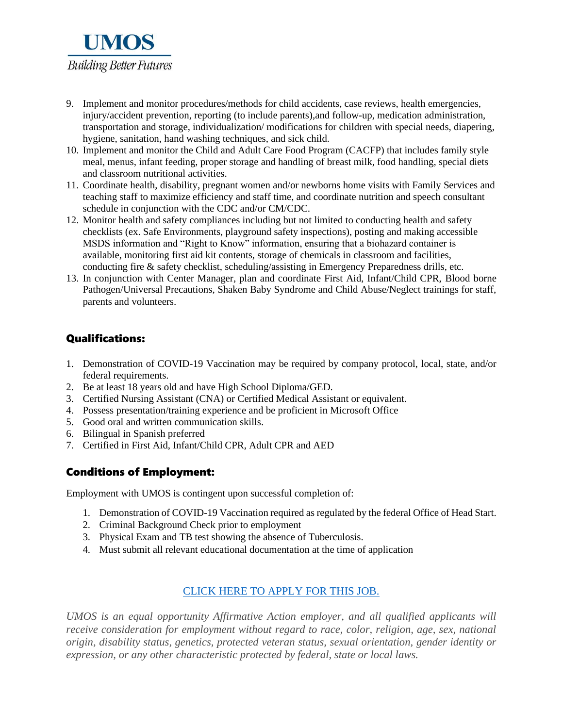9. Implement and monitor procedures/methods for child accidents, case reviews, health emergencies, injury/accident prevention, reporting (to include parents),and follow-up, medication administration, transportation and storage, individualization/ modifications for children with special needs, diapering, hygiene, sanitation, hand washing techniques, and sick child.
10. Implement and monitor the Child and Adult Care Food Program (CACFP) that includes family style meal, menus, infant feeding, proper storage and handling of breast milk, food handling, special diets and classroom nutritional activities.
11. Coordinate health, disability, pregnant women and/or newborns home visits with Family Services and teaching staff to maximize efficiency and staff time, and coordinate nutrition and speech consultant schedule in conjunction with the CDC and/or CM/CDC.
12. Monitor health and safety compliances including but not limited to conducting health and safety checklists (ex. Safe Environments, playground safety inspections), posting and making accessible MSDS information and "Right to Know" information, ensuring that a biohazard container is available, monitoring first aid kit contents, storage of chemicals in classroom and facilities, conducting fire & safety checklist, scheduling/assisting in Emergency Preparedness drills, etc.
13. In conjunction with Center Manager, plan and coordinate First Aid, Infant/Child CPR, Blood borne Pathogen/Universal Precautions, Shaken Baby Syndrome and Child Abuse/Neglect trainings for staff, parents and volunteers.

## Qualifications:

1. Demonstration of COVID-19 Vaccination may be required by company protocol, local, state, and/or federal requirements.
2. Be at least 18 years old and have High School Diploma/GED.
3. Certified Nursing Assistant (CNA) or Certified Medical Assistant or equivalent.
4. Possess presentation/training experience and be proficient in Microsoft Office
5. Good oral and written communication skills.
6. Bilingual in Spanish preferred
7. Certified in First Aid, Infant/Child CPR, Adult CPR and AED

## Conditions of Employment:

Employment with UMOS is contingent upon successful completion of:

1. Demonstration of COVID-19 Vaccination required as regulated by the federal Office of Head Start.
2. Criminal Background Check prior to employment
3. Physical Exam and TB test showing the absence of Tuberculosis.
4. Must submit all relevant educational documentation at the time of application

CLICK HERE TO APPLY FOR THIS JOB.

*UMOS is an equal opportunity Affirmative Action employer, and all qualified applicants will receive consideration for employment without regard to race, color, religion, age, sex, national origin, disability status, genetics, protected veteran status, sexual orientation, gender identity or expression, or any other characteristic protected by federal, state or local laws.*